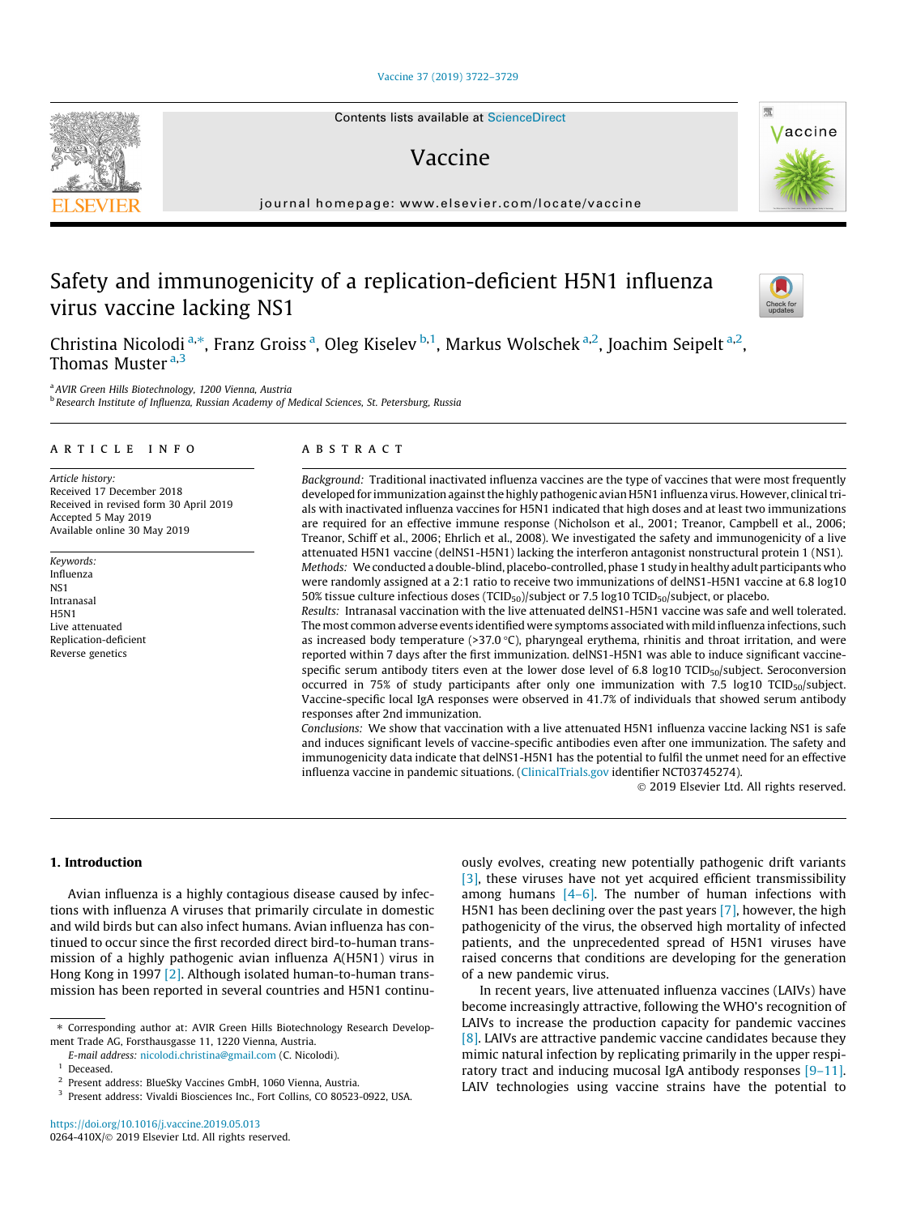# Safety and immunogenicity of a replication-deficient H5N1 influenza virus vaccine lacking NS1

Christina Nicolodi [a,*], Franz Groiss [a], Oleg Kiselev [b,1], Markus Wolschek [a,2], Joachim Seipelt [a,2], Thomas Muster [a,3]

[a] AVIR Green Hills Biotechnology, 1200 Vienna, Austria

[b] Research Institute of Influenza, Russian Academy of Medical Sciences, St. Petersburg, Russia

## ARTICLE INFO

*Article history:*
Received 17 December 2018
Received in revised form 30 April 2019
Accepted 5 May 2019
Available online 30 May 2019

*Keywords:*
Influenza
NS1
Intranasal
H5N1
Live attenuated
Replication-deficient
Reverse genetics

## ABSTRACT

*Background:* Traditional inactivated influenza vaccines are the type of vaccines that were most frequently developed for immunization against the highly pathogenic avian H5N1 influenza virus. However, clinical trials with inactivated influenza vaccines for H5N1 indicated that high doses and at least two immunizations are required for an effective immune response (Nicholson et al., 2001; Treanor, Campbell et al., 2006; Treanor, Schiff et al., 2006; Ehrlich et al., 2008). We investigated the safety and immunogenicity of a live attenuated H5N1 vaccine (delNS1-H5N1) lacking the interferon antagonist nonstructural protein 1 (NS1).

*Methods:* We conducted a double-blind, placebo-controlled, phase 1 study in healthy adult participants who were randomly assigned at a 2:1 ratio to receive two immunizations of delNS1-H5N1 vaccine at 6.8 log10 50% tissue culture infectious doses ($TCID_{50}$)/subject or 7.5 log10 $TCID_{50}$/subject, or placebo.

*Results:* Intranasal vaccination with the live attenuated delNS1-H5N1 vaccine was safe and well tolerated. The most common adverse events identified were symptoms associated with mild influenza infections, such as increased body temperature (>37.0 °C), pharyngeal erythema, rhinitis and throat irritation, and were reported within 7 days after the first immunization. delNS1-H5N1 was able to induce significant vaccine-specific serum antibody titers even at the lower dose level of 6.8 log10 $TCID_{50}$/subject. Seroconversion occurred in 75% of study participants after only one immunization with 7.5 log10 $TCID_{50}$/subject. Vaccine-specific local IgA responses were observed in 41.7% of individuals that showed serum antibody responses after 2nd immunization.

*Conclusions:* We show that vaccination with a live attenuated H5N1 influenza vaccine lacking NS1 is safe and induces significant levels of vaccine-specific antibodies even after one immunization. The safety and immunogenicity data indicate that delNS1-H5N1 has the potential to fulfil the unmet need for an effective influenza vaccine in pandemic situations. (ClinicalTrials.gov identifier NCT03745274).

© 2019 Elsevier Ltd. All rights reserved.

## 1. Introduction

Avian influenza is a highly contagious disease caused by infections with influenza A viruses that primarily circulate in domestic and wild birds but can also infect humans. Avian influenza has continued to occur since the first recorded direct bird-to-human transmission of a highly pathogenic avian influenza A(H5N1) virus in Hong Kong in 1997 [2]. Although isolated human-to-human transmission has been reported in several countries and H5N1 continuously evolves, creating new potentially pathogenic drift variants [3], these viruses have not yet acquired efficient transmissibility among humans [4–6]. The number of human infections with H5N1 has been declining over the past years [7], however, the high pathogenicity of the virus, the observed high mortality of infected patients, and the unprecedented spread of H5N1 viruses have raised concerns that conditions are developing for the generation of a new pandemic virus.

In recent years, live attenuated influenza vaccines (LAIVs) have become increasingly attractive, following the WHO's recognition of LAIVs to increase the production capacity for pandemic vaccines [8]. LAIVs are attractive pandemic vaccine candidates because they mimic natural infection by replicating primarily in the upper respiratory tract and inducing mucosal IgA antibody responses [9–11]. LAIV technologies using vaccine strains have the potential to

---

* Corresponding author at: AVIR Green Hills Biotechnology Research Development Trade AG, Forsthausgasse 11, 1220 Vienna, Austria.
E-mail address: nicolodi.christina@gmail.com (C. Nicolodi).

[1] Deceased.

[2] Present address: BlueSky Vaccines GmbH, 1060 Vienna, Austria.

[3] Present address: Vivaldi Biosciences Inc., Fort Collins, CO 80523-0922, USA.

https://doi.org/10.1016/j.vaccine.2019.05.013
0264-410X/© 2019 Elsevier Ltd. All rights reserved.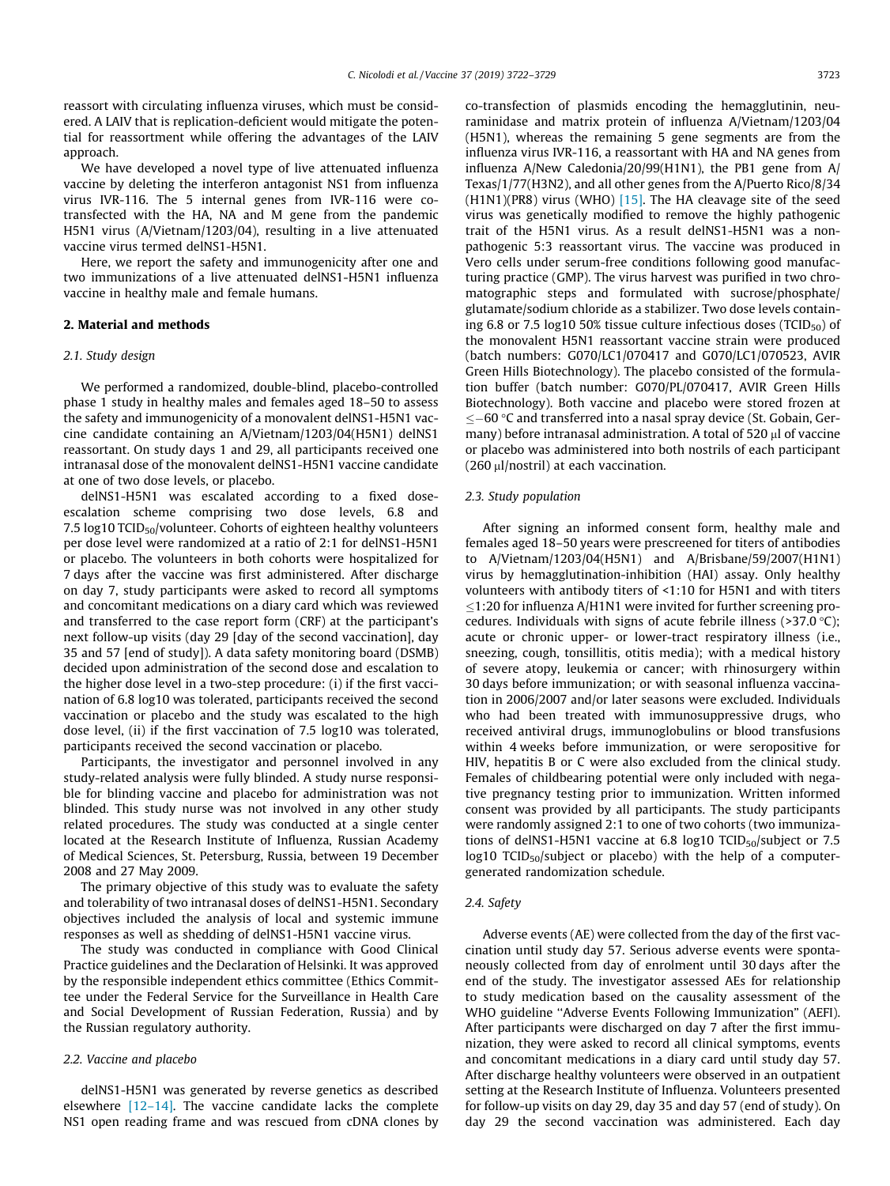reassort with circulating influenza viruses, which must be considered. A LAIV that is replication-deficient would mitigate the potential for reassortment while offering the advantages of the LAIV approach.

We have developed a novel type of live attenuated influenza vaccine by deleting the interferon antagonist NS1 from influenza virus IVR-116. The 5 internal genes from IVR-116 were co-transfected with the HA, NA and M gene from the pandemic H5N1 virus (A/Vietnam/1203/04), resulting in a live attenuated vaccine virus termed delNS1-H5N1.

Here, we report the safety and immunogenicity after one and two immunizations of a live attenuated delNS1-H5N1 influenza vaccine in healthy male and female humans.

## 2. Material and methods

### 2.1. Study design

We performed a randomized, double-blind, placebo-controlled phase 1 study in healthy males and females aged 18–50 to assess the safety and immunogenicity of a monovalent delNS1-H5N1 vaccine candidate containing an A/Vietnam/1203/04(H5N1) delNS1 reassortant. On study days 1 and 29, all participants received one intranasal dose of the monovalent delNS1-H5N1 vaccine candidate at one of two dose levels, or placebo.

delNS1-H5N1 was escalated according to a fixed dose-escalation scheme comprising two dose levels, 6.8 and 7.5 log10 $TCID_{50}$/volunteer. Cohorts of eighteen healthy volunteers per dose level were randomized at a ratio of 2:1 for delNS1-H5N1 or placebo. The volunteers in both cohorts were hospitalized for 7 days after the vaccine was first administered. After discharge on day 7, study participants were asked to record all symptoms and concomitant medications on a diary card which was reviewed and transferred to the case report form (CRF) at the participant's next follow-up visits (day 29 [day of the second vaccination], day 35 and 57 [end of study]). A data safety monitoring board (DSMB) decided upon administration of the second dose and escalation to the higher dose level in a two-step procedure: (i) if the first vaccination of 6.8 log10 was tolerated, participants received the second vaccination or placebo and the study was escalated to the high dose level, (ii) if the first vaccination of 7.5 log10 was tolerated, participants received the second vaccination or placebo.

Participants, the investigator and personnel involved in any study-related analysis were fully blinded. A study nurse responsible for blinding vaccine and placebo for administration was not blinded. This study nurse was not involved in any other study related procedures. The study was conducted at a single center located at the Research Institute of Influenza, Russian Academy of Medical Sciences, St. Petersburg, Russia, between 19 December 2008 and 27 May 2009.

The primary objective of this study was to evaluate the safety and tolerability of two intranasal doses of delNS1-H5N1. Secondary objectives included the analysis of local and systemic immune responses as well as shedding of delNS1-H5N1 vaccine virus.

The study was conducted in compliance with Good Clinical Practice guidelines and the Declaration of Helsinki. It was approved by the responsible independent ethics committee (Ethics Committee under the Federal Service for the Surveillance in Health Care and Social Development of Russian Federation, Russia) and by the Russian regulatory authority.

### 2.2. Vaccine and placebo

delNS1-H5N1 was generated by reverse genetics as described elsewhere [12–14]. The vaccine candidate lacks the complete NS1 open reading frame and was rescued from cDNA clones by co-transfection of plasmids encoding the hemagglutinin, neuraminidase and matrix protein of influenza A/Vietnam/1203/04 (H5N1), whereas the remaining 5 gene segments are from the influenza virus IVR-116, a reassortant with HA and NA genes from influenza A/New Caledonia/20/99(H1N1), the PB1 gene from A/Texas/1/77(H3N2), and all other genes from the A/Puerto Rico/8/34 (H1N1)(PR8) virus (WHO) [15]. The HA cleavage site of the seed virus was genetically modified to remove the highly pathogenic trait of the H5N1 virus. As a result delNS1-H5N1 was a non-pathogenic 5:3 reassortant virus. The vaccine was produced in Vero cells under serum-free conditions following good manufacturing practice (GMP). The virus harvest was purified in two chromatographic steps and formulated with sucrose/phosphate/glutamate/sodium chloride as a stabilizer. Two dose levels containing 6.8 or 7.5 log10 50% tissue culture infectious doses ($TCID_{50}$) of the monovalent H5N1 reassortant vaccine strain were produced (batch numbers: G070/LC1/070417 and G070/LC1/070523, AVIR Green Hills Biotechnology). The placebo consisted of the formulation buffer (batch number: G070/PL/070417, AVIR Green Hills Biotechnology). Both vaccine and placebo were stored frozen at $\leq -60$ °C and transferred into a nasal spray device (St. Gobain, Germany) before intranasal administration. A total of 520 μl of vaccine or placebo was administered into both nostrils of each participant (260 μl/nostril) at each vaccination.

### 2.3. Study population

After signing an informed consent form, healthy male and females aged 18–50 years were prescreened for titers of antibodies to A/Vietnam/1203/04(H5N1) and A/Brisbane/59/2007(H1N1) virus by hemagglutination-inhibition (HAI) assay. Only healthy volunteers with antibody titers of <1:10 for H5N1 and with titers $\leq$1:20 for influenza A/H1N1 were invited for further screening procedures. Individuals with signs of acute febrile illness (>37.0 °C); acute or chronic upper- or lower-tract respiratory illness (i.e., sneezing, cough, tonsillitis, otitis media); with a medical history of severe atopy, leukemia or cancer; with rhinosurgery within 30 days before immunization; or with seasonal influenza vaccination in 2006/2007 and/or later seasons were excluded. Individuals who had been treated with immunosuppressive drugs, who received antiviral drugs, immunoglobulins or blood transfusions within 4 weeks before immunization, or were seropositive for HIV, hepatitis B or C were also excluded from the clinical study. Females of childbearing potential were only included with negative pregnancy testing prior to immunization. Written informed consent was provided by all participants. The study participants were randomly assigned 2:1 to one of two cohorts (two immunizations of delNS1-H5N1 vaccine at 6.8 log10 $TCID_{50}$/subject or 7.5 log10 $TCID_{50}$/subject or placebo) with the help of a computer-generated randomization schedule.

### 2.4. Safety

Adverse events (AE) were collected from the day of the first vaccination until study day 57. Serious adverse events were spontaneously collected from day of enrolment until 30 days after the end of the study. The investigator assessed AEs for relationship to study medication based on the causality assessment of the WHO guideline "Adverse Events Following Immunization" (AEFI). After participants were discharged on day 7 after the first immunization, they were asked to record all clinical symptoms, events and concomitant medications in a diary card until study day 57. After discharge healthy volunteers were observed in an outpatient setting at the Research Institute of Influenza. Volunteers presented for follow-up visits on day 29, day 35 and day 57 (end of study). On day 29 the second vaccination was administered. Each day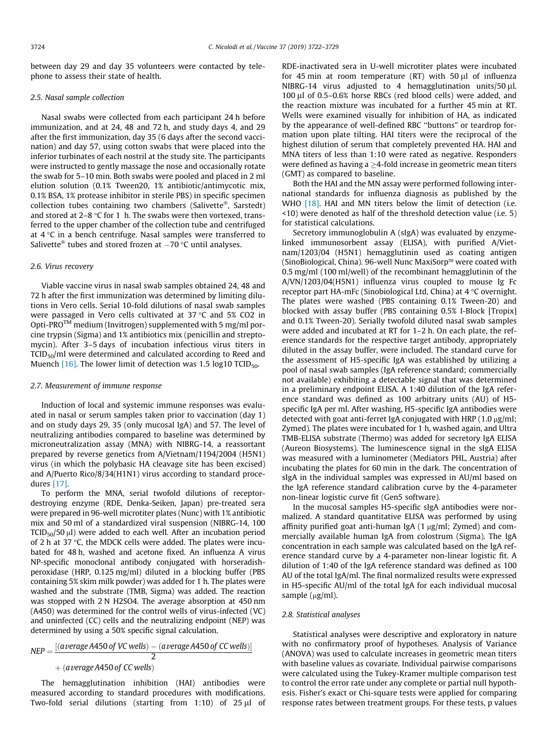between day 29 and day 35 volunteers were contacted by telephone to assess their state of health.

### 2.5. Nasal sample collection

Nasal swabs were collected from each participant 24 h before immunization, and at 24, 48 and 72 h, and study days 4, and 29 after the first immunization, day 35 (6 days after the second vaccination) and day 57, using cotton swabs that were placed into the inferior turbinates of each nostril at the study site. The participants were instructed to gently massage the nose and occasionally rotate the swab for 5–10 min. Both swabs were pooled and placed in 2 ml elution solution (0.1% Tween20, 1% antibiotic/antimycotic mix, 0.1% BSA, 1% protease inhibitor in sterile PBS) in specific specimen collection tubes containing two chambers (Salivette®, Sarstedt) and stored at 2–8 °C for 1 h. The swabs were then vortexed, transferred to the upper chamber of the collection tube and centrifuged at 4 °C in a bench centrifuge. Nasal samples were transferred to Salivette® tubes and stored frozen at −70 °C until analyses.

### 2.6. Virus recovery

Viable vaccine virus in nasal swab samples obtained 24, 48 and 72 h after the first immunization was determined by limiting dilutions in Vero cells. Serial 10-fold dilutions of nasal swab samples were passaged in Vero cells cultivated at 37 °C and 5% CO2 in Opti-PRO™ medium (Invitrogen) supplemented with 5 mg/ml porcine trypsin (Sigma) and 1% antibiotics mix (penicillin and streptomycin). After 3–5 days of incubation infectious virus titers in $TCID_{50}$/ml were determined and calculated according to Reed and Muench [16]. The lower limit of detection was 1.5 log10 $TCID_{50}$.

### 2.7. Measurement of immune response

Induction of local and systemic immune responses was evaluated in nasal or serum samples taken prior to vaccination (day 1) and on study days 29, 35 (only mucosal IgA) and 57. The level of neutralizing antibodies compared to baseline was determined by microneutralization assay (MNA) with NIBRG-14, a reassortant prepared by reverse genetics from A/Vietnam/1194/2004 (H5N1) virus (in which the polybasic HA cleavage site has been excised) and A/Puerto Rico/8/34(H1N1) virus according to standard procedures [17].

To perform the MNA, serial twofold dilutions of receptor-destroying enzyme (RDE, Denka-Seiken, Japan) pre-treated sera were prepared in 96-well microtiter plates (Nunc) with 1% antibiotic mix and 50 ml of a standardized viral suspension (NIBRG-14, 100 $TCID_{50}$/50 µl) added to each well. After an incubation period of 2 h at 37 °C, the MDCK cells were added. The plates were incubated for 48 h, washed and acetone fixed. An influenza A virus NP-specific monoclonal antibody conjugated with horseradish-peroxidase (HRP, 0.125 mg/ml) diluted in a blocking buffer (PBS containing 5% skim milk powder) was added for 1 h. The plates were washed and the substrate (TMB, Sigma) was added. The reaction was stopped with 2 N H2SO4. The average absorption at 450 nm (A450) was determined for the control wells of virus-infected (VC) and uninfected (CC) cells and the neutralizing endpoint (NEP) was determined by using a 50% specific signal calculation.

$$NEP = \frac{[(average\,A450\,of\,VC\,wells) - (average\,A450\,of\,CC\,wells)]}{2} + (average\,A450\,of\,CC\,wells)$$

The hemagglutination inhibition (HAI) antibodies were measured according to standard procedures with modifications. Two-fold serial dilutions (starting from 1:10) of 25 µl of RDE-inactivated sera in U-well microtiter plates were incubated for 45 min at room temperature (RT) with 50 µl of influenza NIBRG-14 virus adjusted to 4 hemagglutination units/50 µl. 100 µl of 0.5–0.6% horse RBCs (red blood cells) were added, and the reaction mixture was incubated for a further 45 min at RT. Wells were examined visually for inhibition of HA, as indicated by the appearance of well-defined RBC "buttons" or teardrop formation upon plate tilting. HAI titers were the reciprocal of the highest dilution of serum that completely prevented HA. HAI and MNA titers of less than 1:10 were rated as negative. Responders were defined as having a ≥4-fold increase in geometric mean titers (GMT) as compared to baseline.

Both the HAI and the MN assay were performed following international standards for influenza diagnosis as published by the WHO [18]. HAI and MN titers below the limit of detection (i.e. <10) were denoted as half of the threshold detection value (i.e. 5) for statistical calculations.

Secretory immunoglobulin A (sIgA) was evaluated by enzyme-linked immunosorbent assay (ELISA), with purified A/Vietnam/1203/04 (H5N1) hemagglutinin used as coating antigen (SinoBiological, China). 96-well Nunc MaxiSorp™ were coated with 0.5 mg/ml (100 ml/well) of the recombinant hemagglutinin of the A/VN/1203/04(H5N1) influenza virus coupled to mouse Ig Fc receptor part HA-mFc (Sinobiological Ltd, China) at 4 °C overnight. The plates were washed (PBS containing 0.1% Tween-20) and blocked with assay buffer (PBS containing 0.5% I-Block [Tropix] and 0.1% Tween-20). Serially twofold diluted nasal swab samples were added and incubated at RT for 1–2 h. On each plate, the reference standards for the respective target antibody, appropriately diluted in the assay buffer, were included. The standard curve for the assessment of H5-specific IgA was established by utilizing a pool of nasal swab samples (IgA reference standard; commercially not available) exhibiting a detectable signal that was determined in a preliminary endpoint ELISA. A 1:40 dilution of the IgA reference standard was defined as 100 arbitrary units (AU) of H5-specific IgA per ml. After washing, H5-specific IgA antibodies were detected with goat anti-ferret IgA conjugated with HRP (1.0 µg/ml; Zymed). The plates were incubated for 1 h, washed again, and Ultra TMB-ELISA substrate (Thermo) was added for secretory IgA ELISA (Aureon Biosystems). The luminescence signal in the sIgA ELISA was measured with a luminometer (Mediators PHL, Austria) after incubating the plates for 60 min in the dark. The concentration of sIgA in the individual samples was expressed in AU/ml based on the IgA reference standard calibration curve by the 4-parameter non-linear logistic curve fit (Gen5 software).

In the mucosal samples H5-specific sIgA antibodies were normalized. A standard quantitative ELISA was performed by using affinity purified goat anti-human IgA (1 µg/ml; Zymed) and commercially available human IgA from colostrum (Sigma). The IgA concentration in each sample was calculated based on the IgA reference standard curve by a 4-parameter non-linear logistic fit. A dilution of 1:40 of the IgA reference standard was defined as 100 AU of the total IgA/ml. The final normalized results were expressed in H5-specific AU/ml of the total IgA for each individual mucosal sample (µg/ml).

### 2.8. Statistical analyses

Statistical analyses were descriptive and exploratory in nature with no confirmatory proof of hypotheses. Analysis of Variance (ANOVA) was used to calculate increases in geometric mean titers with baseline values as covariate. Individual pairwise comparisons were calculated using the Tukey-Kramer multiple comparison test to control the error rate under any complete or partial null hypothesis. Fisher's exact or Chi-square tests were applied for comparing response rates between treatment groups. For these tests, p values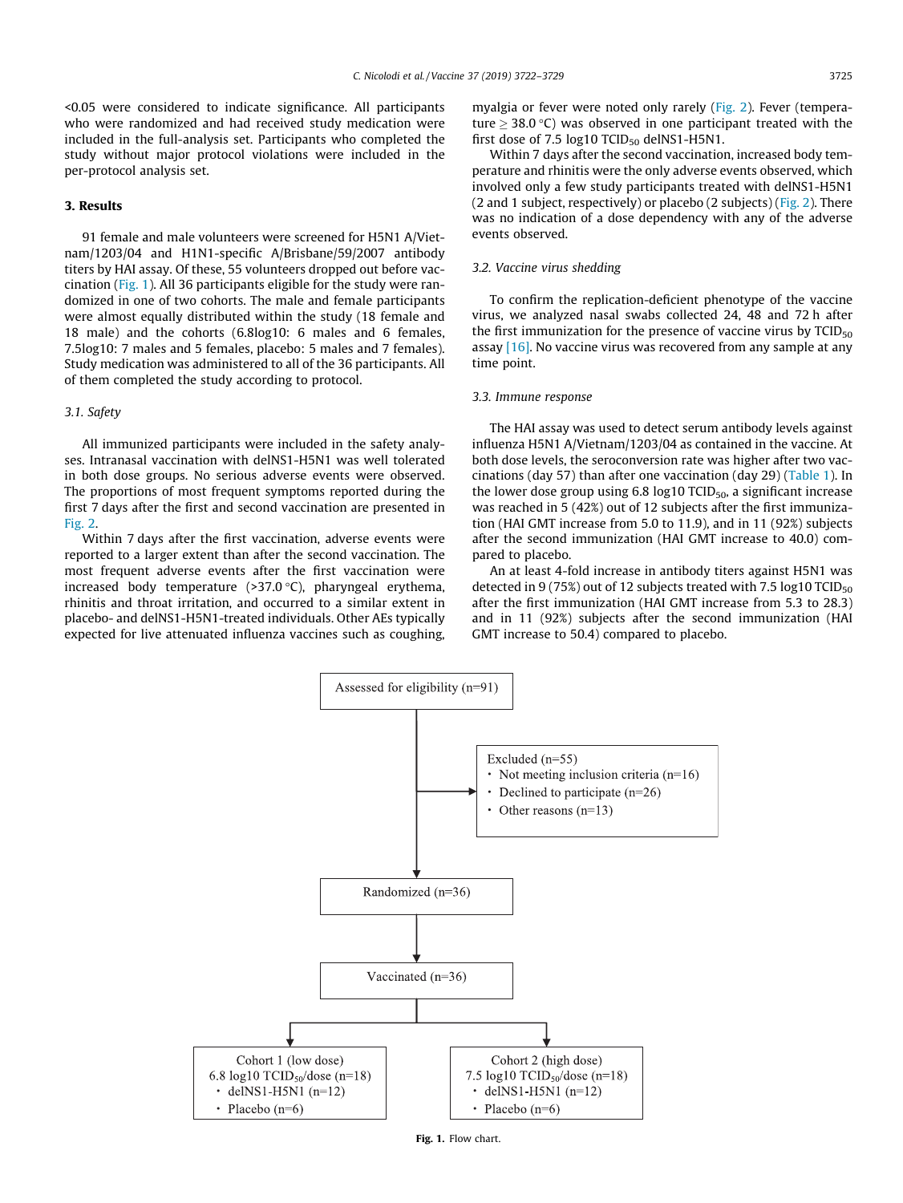<0.05 were considered to indicate significance. All participants who were randomized and had received study medication were included in the full-analysis set. Participants who completed the study without major protocol violations were included in the per-protocol analysis set.

## 3. Results

91 female and male volunteers were screened for H5N1 A/Vietnam/1203/04 and H1N1-specific A/Brisbane/59/2007 antibody titers by HAI assay. Of these, 55 volunteers dropped out before vaccination (Fig. 1). All 36 participants eligible for the study were randomized in one of two cohorts. The male and female participants were almost equally distributed within the study (18 female and 18 male) and the cohorts (6.8log10: 6 males and 6 females, 7.5log10: 7 males and 5 females, placebo: 5 males and 7 females). Study medication was administered to all of the 36 participants. All of them completed the study according to protocol.

### 3.1. Safety

All immunized participants were included in the safety analyses. Intranasal vaccination with delNS1-H5N1 was well tolerated in both dose groups. No serious adverse events were observed. The proportions of most frequent symptoms reported during the first 7 days after the first and second vaccination are presented in Fig. 2.

Within 7 days after the first vaccination, adverse events were reported to a larger extent than after the second vaccination. The most frequent adverse events after the first vaccination were increased body temperature (>37.0 °C), pharyngeal erythema, rhinitis and throat irritation, and occurred to a similar extent in placebo- and delNS1-H5N1-treated individuals. Other AEs typically expected for live attenuated influenza vaccines such as coughing, myalgia or fever were noted only rarely (Fig. 2). Fever (temperature ≥ 38.0 °C) was observed in one participant treated with the first dose of 7.5 log10 $TCID_{50}$ delNS1-H5N1.

Within 7 days after the second vaccination, increased body temperature and rhinitis were the only adverse events observed, which involved only a few study participants treated with delNS1-H5N1 (2 and 1 subject, respectively) or placebo (2 subjects) (Fig. 2). There was no indication of a dose dependency with any of the adverse events observed.

### 3.2. Vaccine virus shedding

To confirm the replication-deficient phenotype of the vaccine virus, we analyzed nasal swabs collected 24, 48 and 72 h after the first immunization for the presence of vaccine virus by $TCID_{50}$ assay [16]. No vaccine virus was recovered from any sample at any time point.

### 3.3. Immune response

The HAI assay was used to detect serum antibody levels against influenza H5N1 A/Vietnam/1203/04 as contained in the vaccine. At both dose levels, the seroconversion rate was higher after two vaccinations (day 57) than after one vaccination (day 29) (Table 1). In the lower dose group using 6.8 log10 $TCID_{50}$, a significant increase was reached in 5 (42%) out of 12 subjects after the first immunization (HAI GMT increase from 5.0 to 11.9), and in 11 (92%) subjects after the second immunization (HAI GMT increase to 40.0) compared to placebo.

An at least 4-fold increase in antibody titers against H5N1 was detected in 9 (75%) out of 12 subjects treated with 7.5 log10 $TCID_{50}$ after the first immunization (HAI GMT increase from 5.3 to 28.3) and in 11 (92%) subjects after the second immunization (HAI GMT increase to 50.4) compared to placebo.

Assessed for eligibility (n=91)

Excluded (n=55)
- Not meeting inclusion criteria (n=16)
- Declined to participate (n=26)
- Other reasons (n=13)

Randomized (n=36)

Vaccinated (n=36)

Cohort 1 (low dose)
6.8 log10 $TCID_{50}$/dose (n=18)
- delNS1-H5N1 (n=12)
- Placebo (n=6)

Cohort 2 (high dose)
7.5 log10 $TCID_{50}$/dose (n=18)
- delNS1-H5N1 (n=12)
- Placebo (n=6)

**Fig. 1.** Flow chart.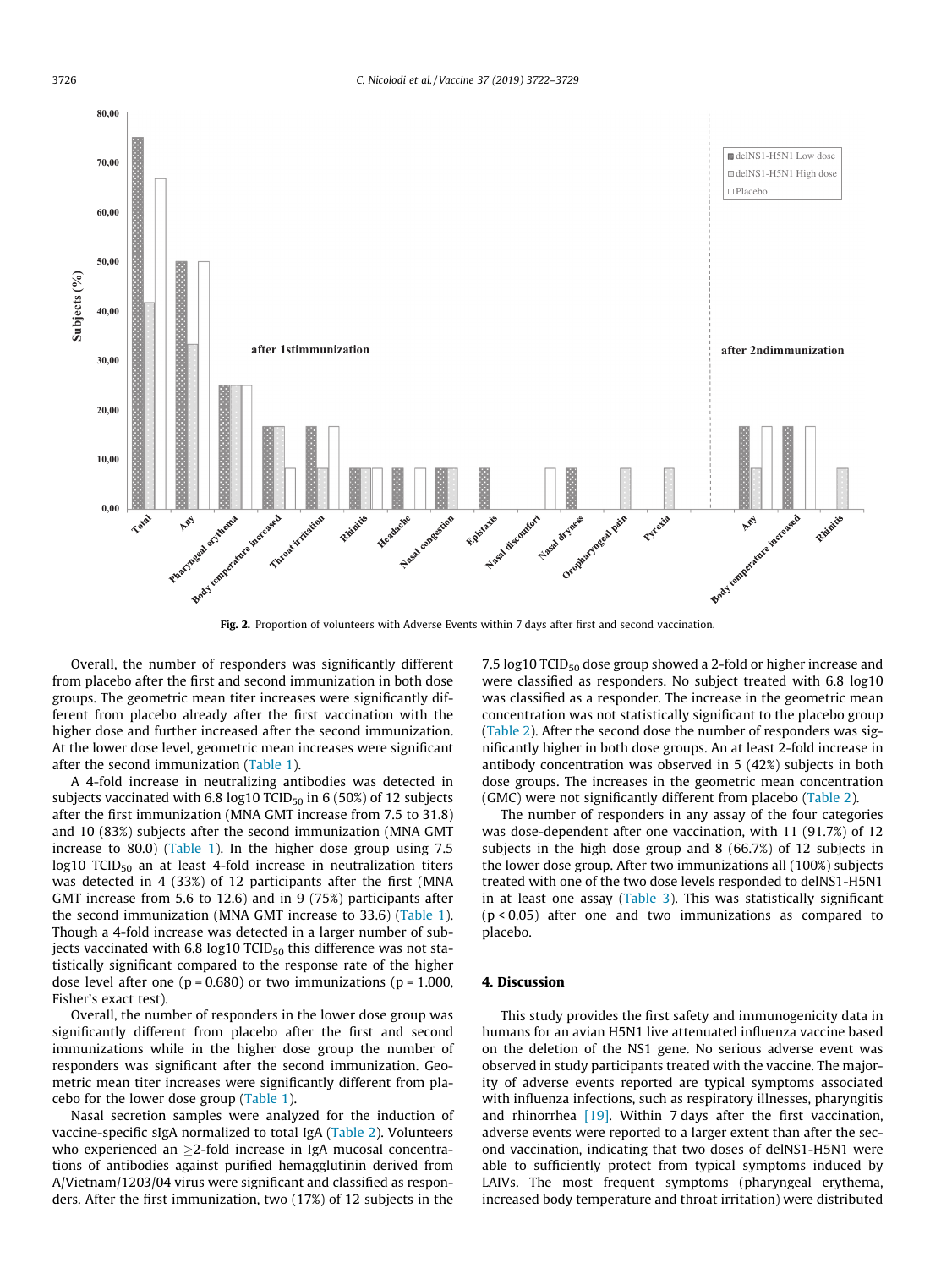Fig. 2. Proportion of volunteers with Adverse Events within 7 days after first and second vaccination.

Overall, the number of responders was significantly different from placebo after the first and second immunization in both dose groups. The geometric mean titer increases were significantly different from placebo already after the first vaccination with the higher dose and further increased after the second immunization. At the lower dose level, geometric mean increases were significant after the second immunization (Table 1).

A 4-fold increase in neutralizing antibodies was detected in subjects vaccinated with 6.8 log10 $TCID_{50}$ in 6 (50%) of 12 subjects after the first immunization (MNA GMT increase from 7.5 to 31.8) and 10 (83%) subjects after the second immunization (MNA GMT increase to 80.0) (Table 1). In the higher dose group using 7.5 log10 $TCID_{50}$ an at least 4-fold increase in neutralization titers was detected in 4 (33%) of 12 participants after the first (MNA GMT increase from 5.6 to 12.6) and in 9 (75%) participants after the second immunization (MNA GMT increase to 33.6) (Table 1). Though a 4-fold increase was detected in a larger number of subjects vaccinated with 6.8 log10 $TCID_{50}$ this difference was not statistically significant compared to the response rate of the higher dose level after one ($p = 0.680$) or two immunizations ($p = 1.000$, Fisher's exact test).

Overall, the number of responders in the lower dose group was significantly different from placebo after the first and second immunizations while in the higher dose group the number of responders was significant after the second immunization. Geometric mean titer increases were significantly different from placebo for the lower dose group (Table 1).

Nasal secretion samples were analyzed for the induction of vaccine-specific sIgA normalized to total IgA (Table 2). Volunteers who experienced an ≥2-fold increase in IgA mucosal concentrations of antibodies against purified hemagglutinin derived from A/Vietnam/1203/04 virus were significant and classified as responders. After the first immunization, two (17%) of 12 subjects in the 7.5 log10 $TCID_{50}$ dose group showed a 2-fold or higher increase and were classified as responders. No subject treated with 6.8 log10 was classified as a responder. The increase in the geometric mean concentration was not statistically significant to the placebo group (Table 2). After the second dose the number of responders was significantly higher in both dose groups. An at least 2-fold increase in antibody concentration was observed in 5 (42%) subjects in both dose groups. The increases in the geometric mean concentration (GMC) were not significantly different from placebo (Table 2).

The number of responders in any assay of the four categories was dose-dependent after one vaccination, with 11 (91.7%) of 12 subjects in the high dose group and 8 (66.7%) of 12 subjects in the lower dose group. After two immunizations all (100%) subjects treated with one of the two dose levels responded to delNS1-H5N1 in at least one assay (Table 3). This was statistically significant ($p < 0.05$) after one and two immunizations as compared to placebo.

## 4. Discussion

This study provides the first safety and immunogenicity data in humans for an avian H5N1 live attenuated influenza vaccine based on the deletion of the NS1 gene. No serious adverse event was observed in study participants treated with the vaccine. The majority of adverse events reported are typical symptoms associated with influenza infections, such as respiratory illnesses, pharyngitis and rhinorrhea [19]. Within 7 days after the first vaccination, adverse events were reported to a larger extent than after the second vaccination, indicating that two doses of delNS1-H5N1 were able to sufficiently protect from typical symptoms induced by LAIVs. The most frequent symptoms (pharyngeal erythema, increased body temperature and throat irritation) were distributed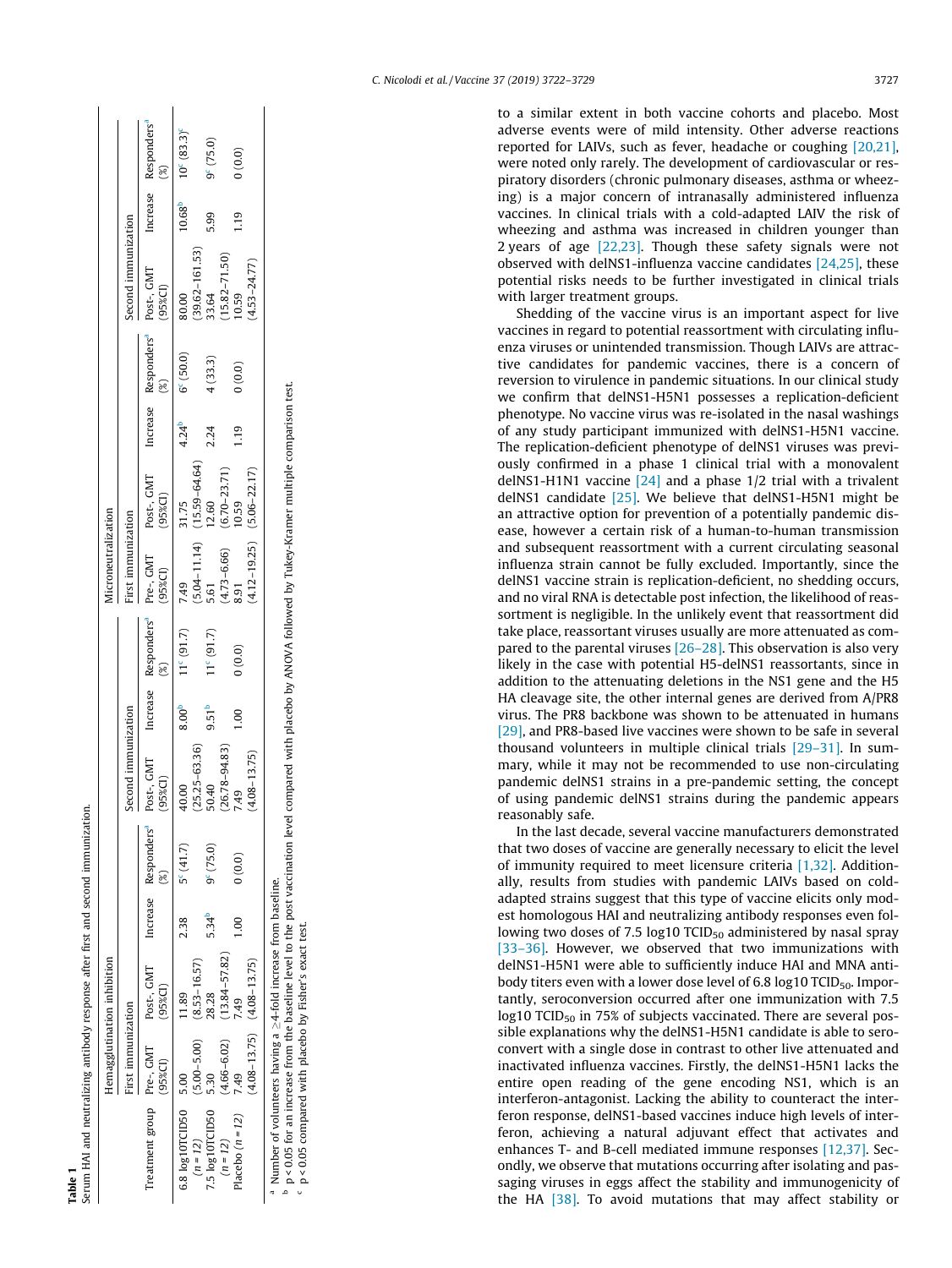**Table 1**
Serum HAI and neutralizing antibody response after first and second immunization.

| Treatment group | Hemagglutination inhibition | | | | | | | Microneutralization | | | | | | |
|---|---|---|---|---|---|---|---|---|---|---|---|---|---|---|
| | First immunization | | | | Second immunization | | | First immunization | | | | Second immunization | | |
| | Pre-, GMT (95%CI) | Post-, GMT (95%CI) | Increase | Responders[a] (%) | Post-, GMT (95%CI) | Increase | Responders[a] (%) | Pre-, GMT (95%CI) | Post-, GMT (95%CI) | Increase | Responders[a] (%) | Post-, GMT (95%CI) | Increase | Responders[a] (%) |
| 6.8 log10TCID50 (n = 12) | 5.00 (5.00–5.00) | 11.89 (8.53–16.57) | 2.38 | 5[c] (41.7) | 40.00 (25.25–63.36) | 8.00[b] | 11[c] (91.7) | 7.49 (5.04–11.14) | 31.75 (15.59–64.64) | 4.24[b] | 6[c] (50.0) | 80.00 (39.62–161.53) | 10.68[b] | 10[c] (83.3)[c] |
| 7.5 log10TCID50 (n = 12) | 5.30 (4.66–6.02) | 28.28 (13.84–57.82) | 5.34[b] | 9[c] (75.0) | 50.40 (26.78–94.83) | 9.51[b] | 11[c] (91.7) | 5.61 (4.73–6.66) | 12.60 (6.70–23.71) | 2.24 | 4 (33.3) | 33.64 (15.82–71.50) | 5.99 | 9[c] (75.0) |
| Placebo (n = 12) | 7.49 (4.08–13.75) | 7.49 (4.08–13.75) | 1.00 | 0 (0.0) | 7.49 (4.08–13.75) | 1.00 | 0 (0.0) | 8.91 (4.12–19.25) | 10.59 (5.06–22.17) | 1.19 | 0 (0.0) | 10.59 (4.53–24.77) | 1.19 | 0 (0.0) |

[a] Number of volunteers having a ≥4-fold increase from baseline.
[b] $p < 0.05$ for an increase from the baseline level to the post vaccination level compared with placebo by ANOVA followed by Tukey-Kramer multiple comparison test.
[c] $p < 0.05$ compared with placebo by Fisher's exact test.

to a similar extent in both vaccine cohorts and placebo. Most adverse events were of mild intensity. Other adverse reactions reported for LAIVs, such as fever, headache or coughing [20,21], were noted only rarely. The development of cardiovascular or respiratory disorders (chronic pulmonary diseases, asthma or wheezing) is a major concern of intranasally administered influenza vaccines. In clinical trials with a cold-adapted LAIV the risk of wheezing and asthma was increased in children younger than 2 years of age [22,23]. Though these safety signals were not observed with delNS1-influenza vaccine candidates [24,25], these potential risks needs to be further investigated in clinical trials with larger treatment groups.

Shedding of the vaccine virus is an important aspect for live vaccines in regard to potential reassortment with circulating influenza viruses or unintended transmission. Though LAIVs are attractive candidates for pandemic vaccines, there is a concern of reversion to virulence in pandemic situations. In our clinical study we confirm that delNS1-H5N1 possesses a replication-deficient phenotype. No vaccine virus was re-isolated in the nasal washings of any study participant immunized with delNS1-H5N1 vaccine. The replication-deficient phenotype of delNS1 viruses was previously confirmed in a phase 1 clinical trial with a monovalent delNS1-H1N1 vaccine [24] and a phase 1/2 trial with a trivalent delNS1 candidate [25]. We believe that delNS1-H5N1 might be an attractive option for prevention of a potentially pandemic disease, however a certain risk of a human-to-human transmission and subsequent reassortment with a current circulating seasonal influenza strain cannot be fully excluded. Importantly, since the delNS1 vaccine strain is replication-deficient, no shedding occurs, and no viral RNA is detectable post infection, the likelihood of reassortment is negligible. In the unlikely event that reassortment did take place, reassortant viruses usually are more attenuated as compared to the parental viruses [26–28]. This observation is also very likely in the case with potential H5-delNS1 reassortants, since in addition to the attenuating deletions in the NS1 gene and the H5 HA cleavage site, the other internal genes are derived from A/PR8 virus. The PR8 backbone was shown to be attenuated in humans [29], and PR8-based live vaccines were shown to be safe in several thousand volunteers in multiple clinical trials [29–31]. In summary, while it may not be recommended to use non-circulating pandemic delNS1 strains in a pre-pandemic setting, the concept of using pandemic delNS1 strains during the pandemic appears reasonably safe.

In the last decade, several vaccine manufacturers demonstrated that two doses of vaccine are generally necessary to elicit the level of immunity required to meet licensure criteria [1,32]. Additionally, results from studies with pandemic LAIVs based on cold-adapted strains suggest that this type of vaccine elicits only modest homologous HAI and neutralizing antibody responses even following two doses of 7.5 log10 $TCID_{50}$ administered by nasal spray [33–36]. However, we observed that two immunizations with delNS1-H5N1 were able to sufficiently induce HAI and MNA antibody titers even with a lower dose level of 6.8 log10 $TCID_{50}$. Importantly, seroconversion occurred after one immunization with 7.5 log10 $TCID_{50}$ in 75% of subjects vaccinated. There are several possible explanations why the delNS1-H5N1 candidate is able to seroconvert with a single dose in contrast to other live attenuated and inactivated influenza vaccines. Firstly, the delNS1-H5N1 lacks the entire open reading of the gene encoding NS1, which is an interferon-antagonist. Lacking the ability to counteract the interferon response, delNS1-based vaccines induce high levels of interferon, achieving a natural adjuvant effect that activates and enhances T- and B-cell mediated immune responses [12,37]. Secondly, we observe that mutations occurring after isolating and passaging viruses in eggs affect the stability and immunogenicity of the HA [38]. To avoid mutations that may affect stability or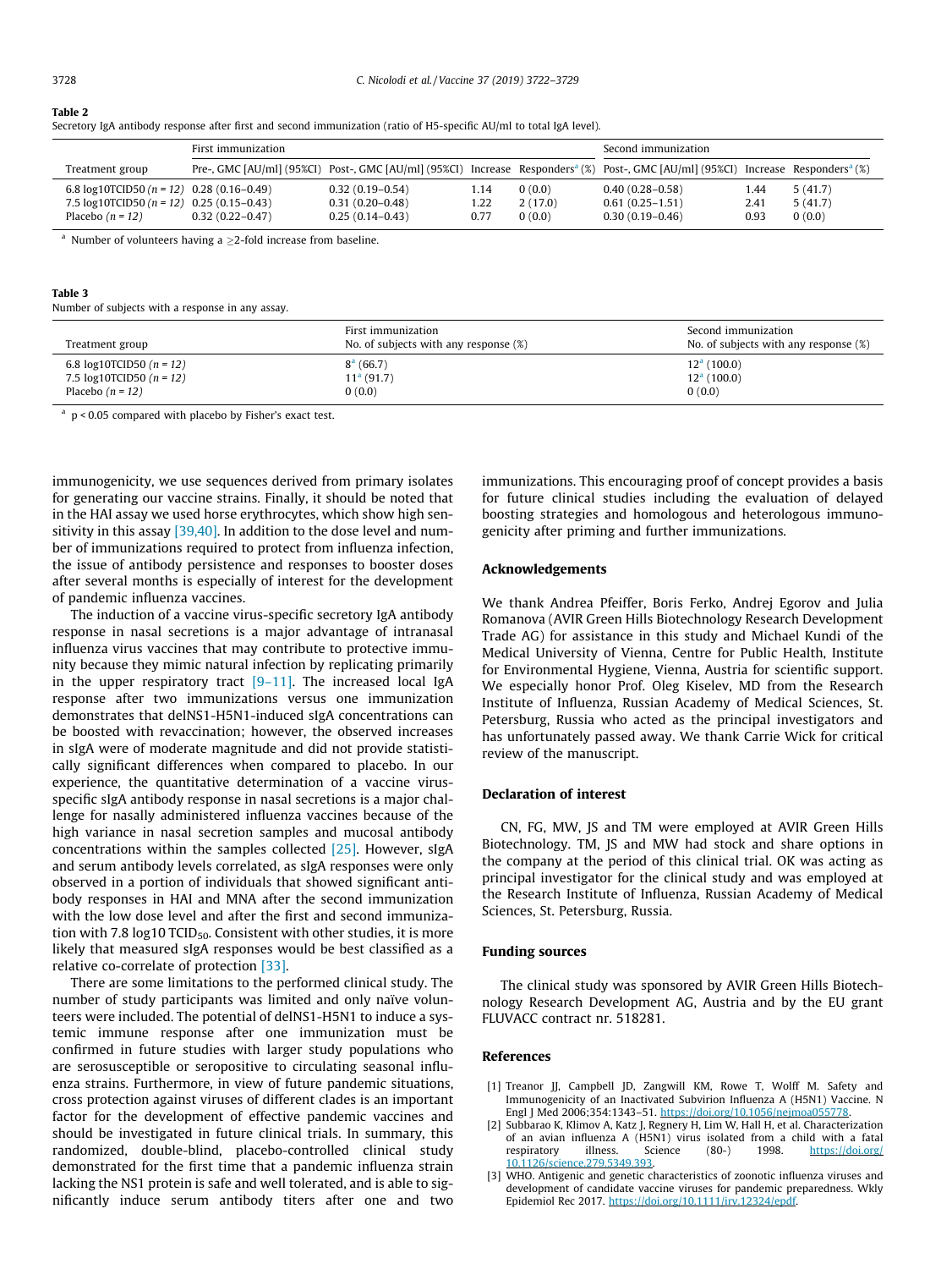**Table 2**
Secretory IgA antibody response after first and second immunization (ratio of H5-specific AU/ml to total IgA level).

| Treatment group | First immunization | | | | Second immunization | | |
|---|---|---|---|---|---|---|---|
| | Pre-, GMC [AU/ml] (95%CI) | Post-, GMC [AU/ml] (95%CI) | Increase | Responders[a] (%) | Post-, GMC [AU/ml] (95%CI) | Increase | Responders[a] (%) |
| 6.8 log10TCID50 (*n* = 12) | 0.28 (0.16–0.49) | 0.32 (0.19–0.54) | 1.14 | 0 (0.0) | 0.40 (0.28–0.58) | 1.44 | 5 (41.7) |
| 7.5 log10TCID50 (*n* = 12) | 0.25 (0.15–0.43) | 0.31 (0.20–0.48) | 1.22 | 2 (17.0) | 0.61 (0.25–1.51) | 2.41 | 5 (41.7) |
| Placebo (*n* = 12) | 0.32 (0.22–0.47) | 0.25 (0.14–0.43) | 0.77 | 0 (0.0) | 0.30 (0.19–0.46) | 0.93 | 0 (0.0) |

[a] Number of volunteers having a ≥2-fold increase from baseline.

**Table 3**
Number of subjects with a response in any assay.

| Treatment group | First immunization<br>No. of subjects with any response (%) | Second immunization<br>No. of subjects with any response (%) |
|---|---|---|
| 6.8 log10TCID50 (*n* = 12) | 8[a] (66.7) | 12[a] (100.0) |
| 7.5 log10TCID50 (*n* = 12) | 11[a] (91.7) | 12[a] (100.0) |
| Placebo (*n* = 12) | 0 (0.0) | 0 (0.0) |

[a] $p < 0.05$ compared with placebo by Fisher's exact test.

immunogenicity, we use sequences derived from primary isolates for generating our vaccine strains. Finally, it should be noted that in the HAI assay we used horse erythrocytes, which show high sensitivity in this assay [39,40]. In addition to the dose level and number of immunizations required to protect from influenza infection, the issue of antibody persistence and responses to booster doses after several months is especially of interest for the development of pandemic influenza vaccines.

The induction of a vaccine virus-specific secretory IgA antibody response in nasal secretions is a major advantage of intranasal influenza virus vaccines that may contribute to protective immunity because they mimic natural infection by replicating primarily in the upper respiratory tract [9–11]. The increased local IgA response after two immunizations versus one immunization demonstrates that delNS1-H5N1-induced sIgA concentrations can be boosted with revaccination; however, the observed increases in sIgA were of moderate magnitude and did not provide statistically significant differences when compared to placebo. In our experience, the quantitative determination of a vaccine virus-specific sIgA antibody response in nasal secretions is a major challenge for nasally administered influenza vaccines because of the high variance in nasal secretion samples and mucosal antibody concentrations within the samples collected [25]. However, sIgA and serum antibody levels correlated, as sIgA responses were only observed in a portion of individuals that showed significant antibody responses in HAI and MNA after the second immunization with the low dose level and after the first and second immunization with 7.8 log10 $TCID_{50}$. Consistent with other studies, it is more likely that measured sIgA responses would be best classified as a relative co-correlate of protection [33].

There are some limitations to the performed clinical study. The number of study participants was limited and only naïve volunteers were included. The potential of delNS1-H5N1 to induce a systemic immune response after one immunization must be confirmed in future studies with larger study populations who are serosusceptible or seropositive to circulating seasonal influenza strains. Furthermore, in view of future pandemic situations, cross protection against viruses of different clades is an important factor for the development of effective pandemic vaccines and should be investigated in future clinical trials. In summary, this randomized, double-blind, placebo-controlled clinical study demonstrated for the first time that a pandemic influenza strain lacking the NS1 protein is safe and well tolerated, and is able to significantly induce serum antibody titers after one and two immunizations. This encouraging proof of concept provides a basis for future clinical studies including the evaluation of delayed boosting strategies and homologous and heterologous immunogenicity after priming and further immunizations.

## Acknowledgements

We thank Andrea Pfeiffer, Boris Ferko, Andrej Egorov and Julia Romanova (AVIR Green Hills Biotechnology Research Development Trade AG) for assistance in this study and Michael Kundi of the Medical University of Vienna, Centre for Public Health, Institute for Environmental Hygiene, Vienna, Austria for scientific support. We especially honor Prof. Oleg Kiselev, MD from the Research Institute of Influenza, Russian Academy of Medical Sciences, St. Petersburg, Russia who acted as the principal investigators and has unfortunately passed away. We thank Carrie Wick for critical review of the manuscript.

## Declaration of interest

CN, FG, MW, JS and TM were employed at AVIR Green Hills Biotechnology. TM, JS and MW had stock and share options in the company at the period of this clinical trial. OK was acting as principal investigator for the clinical study and was employed at the Research Institute of Influenza, Russian Academy of Medical Sciences, St. Petersburg, Russia.

## Funding sources

The clinical study was sponsored by AVIR Green Hills Biotechnology Research Development AG, Austria and by the EU grant FLUVACC contract nr. 518281.

## References

[1] Treanor JJ, Campbell JD, Zangwill KM, Rowe T, Wolff M. Safety and Immunogenicity of an Inactivated Subvirion Influenza A (H5N1) Vaccine. N Engl J Med 2006;354:1343–51. https://doi.org/10.1056/nejmoa055778.

[2] Subbarao K, Klimov A, Katz J, Regnery H, Lim W, Hall H, et al. Characterization of an avian influenza A (H5N1) virus isolated from a child with a fatal respiratory illness. Science (80-) 1998. https://doi.org/10.1126/science.279.5349.393.

[3] WHO. Antigenic and genetic characteristics of zoonotic influenza viruses and development of candidate vaccine viruses for pandemic preparedness. Wkly Epidemiol Rec 2017. https://doi.org/10.1111/irv.12324/epdf.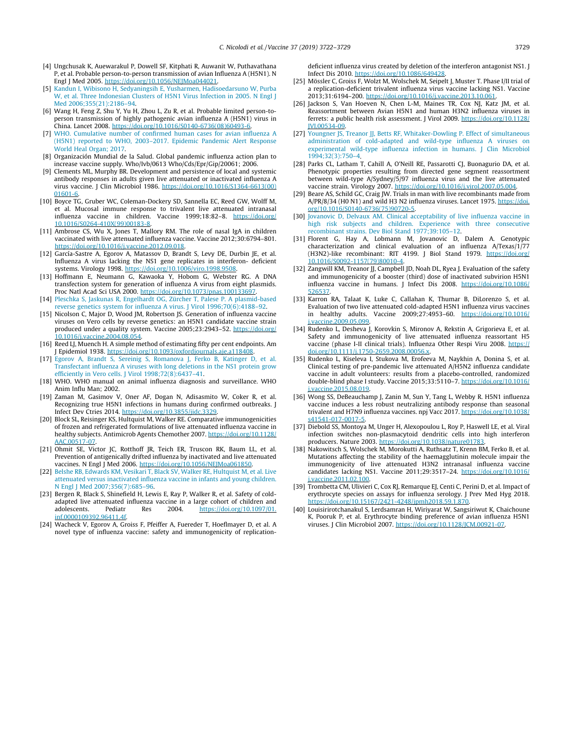[4] Ungchusak K, Auewarakul P, Dowell SF, Kitphati R, Auwanit W, Puthavathana P, et al. Probable person-to-person transmission of avian Influenza A (H5N1). N Engl J Med 2005. https://doi.org/10.1056/NEJMoa044021.

[5] Kandun I, Wibisono H, Sedyaningsih E, Yusharmen, Hadisoedarsuno W, Purba W, et al. Three Indonesian Clusters of H5N1 Virus Infection in 2005. N Engl J Med 2006;355(21):2186–94.

[6] Wang H, Feng Z, Shu Y, Yu H, Zhou L, Zu R, et al. Probable limited person-to-person transmission of highly pathogenic avian influenza A (H5N1) virus in China. Lancet 2008. https://doi.org/10.1016/S0140-6736(08)60493-6.

[7] WHO. Cumulative number of confirmed human cases for avian influenza A (H5N1) reported to WHO, 2003–2017. Epidemic Pandemic Alert Response World Heal Organ; 2017.

[8] Organización Mundial de la Salud. Global pandemic influenza action plan to increase vaccine supply. Who/Ivb/0613 Who/Cds/Epr/Gip/20061; 2006.

[9] Clements ML, Murphy BR. Development and persistence of local and systemic antibody responses in adults given live attenuated or inactivated influenza A virus vaccine. J Clin Microbiol 1986. https://doi.org/10.1016/S1364-6613(00)01601-6.

[10] Boyce TG, Gruber WC, Coleman-Dockery SD, Sannella EC, Reed GW, Wolff M, et al. Mucosal immune response to trivalent live attenuated intranasal influenza vaccine in children. Vaccine 1999;18:82–8. https://doi.org/10.1016/S0264-410X(99)00183-8.

[11] Ambrose CS, Wu X, Jones T, Mallory RM. The role of nasal IgA in children vaccinated with live attenuated influenza vaccine. Vaccine 2012;30:6794–801. https://doi.org/10.1016/j.vaccine.2012.09.018.

[12] García-Sastre A, Egorov A, Matassov D, Brandt S, Levy DE, Durbin JE, et al. Influenza A virus lacking the NS1 gene replicates in interferon- deficient systems. Virology 1998. https://doi.org/10.1006/viro.1998.9508.

[13] Hoffmann E, Neumann G, Kawaoka Y, Hobom G, Webster RG. A DNA transfection system for generation of influenza A virus from eight plasmids. Proc Natl Acad Sci USA 2000. https://doi.org/10.1073/pnas.100133697.

[14] Pleschka S, Jaskunas R, Engelhardt OG, Zürcher T, Palese P. A plasmid-based reverse genetics system for influenza A virus. J Virol 1996;70(6):4188–92.

[15] Nicolson C, Major D, Wood JM, Robertson JS. Generation of influenza vaccine viruses on Vero cells by reverse genetics: an H5N1 candidate vaccine strain produced under a quality system. Vaccine 2005;23:2943–52. https://doi.org/10.1016/j.vaccine.2004.08.054.

[16] Reed LJ, Muench H. A simple method of estimating fifty per cent endpoints. Am J Epidemiol 1938. https://doi.org/10.1093/oxfordjournals.aje.a118408.

[17] Egorov A, Brandt S, Sereinig S, Romanova J, Ferko B, Katinger D, et al. Transfectant influenza A viruses with long deletions in the NS1 protein grow efficiently in Vero cells. J Virol 1998;72(8):6437–41.

[18] WHO. WHO manual on animal influenza diagnosis and surveillance. WHO Anim Influ Man; 2002.

[19] Zaman M, Gasimov V, Oner AF, Dogan N, Adisasmito W, Coker R, et al. Recognizing true H5N1 infections in humans during confirmed outbreaks. J Infect Dev Ctries 2014. https://doi.org/10.3855/jidc.3329.

[20] Block SL, Reisinger KS, Hultquist M, Walker RE. Comparative immunogenicities of frozen and refrigerated formulations of live attenuated influenza vaccine in healthy subjects. Antimicrob Agents Chemother 2007. https://doi.org/10.1128/AAC.00517-07.

[21] Ohmit SE, Victor JC, Rotthoff JR, Teich ER, Truscon RK, Baum LL, et al. Prevention of antigenically drifted influenza by inactivated and live attenuated vaccines. N Engl J Med 2006. https://doi.org/10.1056/NEJMoa061850.

[22] Belshe RB, Edwards KM, Vesikari T, Black SV, Walker RE, Hultquist M, et al. Live attenuated versus inactivated influenza vaccine in infants and young children. N Engl J Med 2007;356(7):685–96.

[23] Bergen R, Black S, Shinefield H, Lewis E, Ray P, Walker R, et al. Safety of cold-adapted live attenuated influenza vaccine in a large cohort of children and adolescents. Pediatr Res 2004. https://doi.org/10.1097/01.inf.0000109392.96411.4f.

[24] Wacheck V, Egorov A, Groiss F, Pfeiffer A, Fuereder T, Hoeflmayer D, et al. A novel type of influenza vaccine: safety and immunogenicity of replication-deficient influenza virus created by deletion of the interferon antagonist NS1. J Infect Dis 2010. https://doi.org/10.1086/649428.

[25] Mössler C, Groiss F, Wolzt M, Wolschek M, Seipelt J, Muster T. Phase I/II trial of a replication-deficient trivalent influenza virus vaccine lacking NS1. Vaccine 2013;31:6194–200. https://doi.org/10.1016/j.vaccine.2013.10.061.

[26] Jackson S, Van Hoeven N, Chen L-M, Maines TR, Cox NJ, Katz JM, et al. Reassortment between Avian H5N1 and human H3N2 influenza viruses in ferrets: a public health risk assessment. J Virol 2009. https://doi.org/10.1128/JVI.00534-09.

[27] Youngner JS, Treanor JJ, Betts RF, Whitaker-Dowling P. Effect of simultaneous administration of cold-adapted and wild-type influenza A viruses on experimental wild-type influenza infection in humans. J Clin Microbiol 1994;32(3):750–4.

[28] Parks CL, Latham T, Cahill A, O'Neill RE, Passarotti CJ, Buonagurio DA, et al. Phenotypic properties resulting from directed gene segment reassortment between wild-type A/Sydney/5/97 influenza virus and the live attenuated vaccine strain. Virology 2007. https://doi.org/10.1016/j.virol.2007.05.004.

[29] Beare AS, Schild GC, Craig JW. Trials in man with live recombinants made from A/PR/8/34 (H0 N1) and wild H3 N2 influenza viruses. Lancet 1975. https://doi.org/10.1016/S0140-6736(75)90720-5.

[30] Jovanovic D, Delvaux AM. Clinical acceptability of live influenza vaccine in high risk subjects and children. Experience with three consecutive recombinant strains. Dev Biol Stand 1977;39:105–12.

[31] Florent G, Hay A, Lobmann M, Jovanovic D, Dalem A. Genotypic characterization and clinical evaluation of an influenza A/Texas/1/77 (H3N2)-like recombinant: RIT 4199. J Biol Stand 1979. https://doi.org/10.1016/S0092-1157(79)80010-4.

[32] Zangwill KM, Treanor JJ, Campbell JD, Noah DL, Ryea J. Evaluation of the safety and immunogenicity of a booster (third) dose of inactivated subvirion H5N1 influenza vaccine in humans. J Infect Dis 2008. https://doi.org/10.1086/526537.

[33] Karron RA, Talaat K, Luke C, Callahan K, Thumar B, DiLorenzo S, et al. Evaluation of two live attenuated cold-adapted H5N1 influenza virus vaccines in healthy adults. Vaccine 2009;27:4953–60. https://doi.org/10.1016/j.vaccine.2009.05.099.

[34] Rudenko L, Desheva J, Korovkin S, Mironov A, Rekstin A, Grigorieva E, et al. Safety and immunogenicity of live attenuated influenza reassortant H5 vaccine (phase I-II clinical trials). Influenza Other Respi Viru 2008. https://doi.org/10.1111/j.1750-2659.2008.00056.x.

[35] Rudenko L, Kiseleva I, Stukova M, Erofeeva M, Naykhin A, Donina S, et al. Clinical testing of pre-pandemic live attenuated A/H5N2 influenza candidate vaccine in adult volunteers: results from a placebo-controlled, randomized double-blind phase I study. Vaccine 2015;33:5110–7. https://doi.org/10.1016/j.vaccine.2015.08.019.

[36] Wong SS, DeBeauchamp J, Zanin M, Sun Y, Tang L, Webby R. H5N1 influenza vaccine induces a less robust neutralizing antibody response than seasonal trivalent and H7N9 influenza vaccines. npj Vacc 2017. https://doi.org/10.1038/s41541-017-0017-5.

[37] Diebold SS, Montoya M, Unger H, Alexopoulou L, Roy P, Haswell LE, et al. Viral infection switches non-plasmacytoid dendritic cells into high interferon producers. Nature 2003. https://doi.org/10.1038/nature01783.

[38] Nakowitsch S, Wolschek M, Morokutti A, Ruthsatz T, Krenn BM, Ferko B, et al. Mutations affecting the stability of the haemagglutinin molecule impair the immunogenicity of live attenuated H3N2 intranasal influenza vaccine candidates lacking NS1. Vaccine 2011;29:3517–24. https://doi.org/10.1016/j.vaccine.2011.02.100.

[39] Trombetta CM, Ulivieri C, Cox RJ, Remarque EJ, Centi C, Perini D, et al. Impact of erythrocyte species on assays for influenza serology. J Prev Med Hyg 2018. https://doi.org/10.15167/2421-4248/jpmh2018.59.1.870.

[40] Louisirirotchanakul S, Lerdsamran H, Wiriyarat W, Sangsiriwut K, Chaichoune K, Pooruk P, et al. Erythrocyte binding preference of avian influenza H5N1 viruses. J Clin Microbiol 2007. https://doi.org/10.1128/JCM.00921-07.